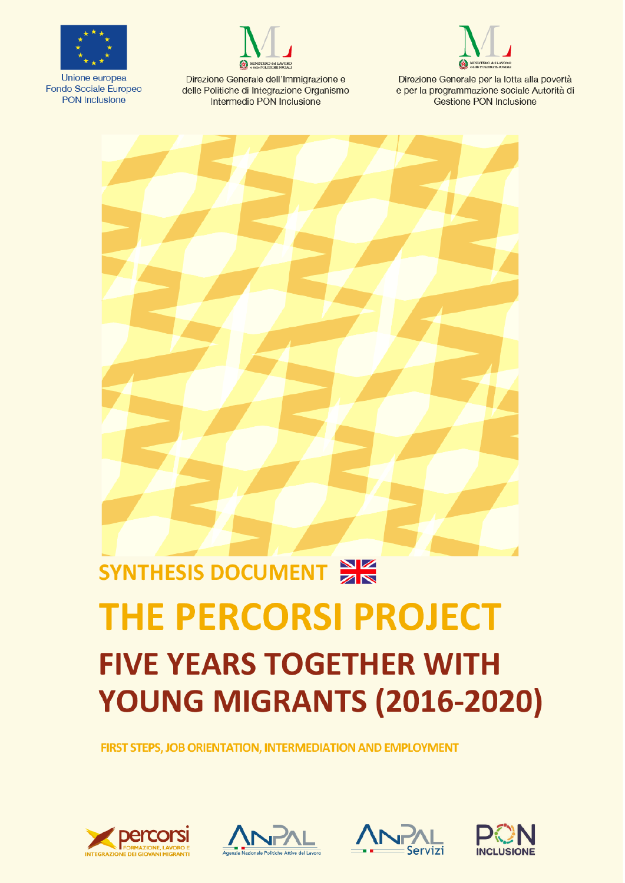Unione europea
Fondo Sociale Europeo
PON Inclusione

Direzione Generale dell'Immigrazione e delle Politiche di Integrazione Organismo Intermedio PON Inclusione

Direzione Generale per la lotta alla povertà e per la programmazione sociale Autorità di Gestione PON Inclusione

## SYNTHESIS DOCUMENT

# THE PERCORSI PROJECT

## FIVE YEARS TOGETHER WITH YOUNG MIGRANTS (2016-2020)

**FIRST STEPS, JOB ORIENTATION, INTERMEDIATION AND EMPLOYMENT**

percorsi FORMAZIONE, LAVORO E INTEGRAZIONE DEI GIOVANI MIGRANTI

ANPAL Agenzia Nazionale Politiche Attive del Lavoro

ANPAL Servizi

PON INCLUSIONE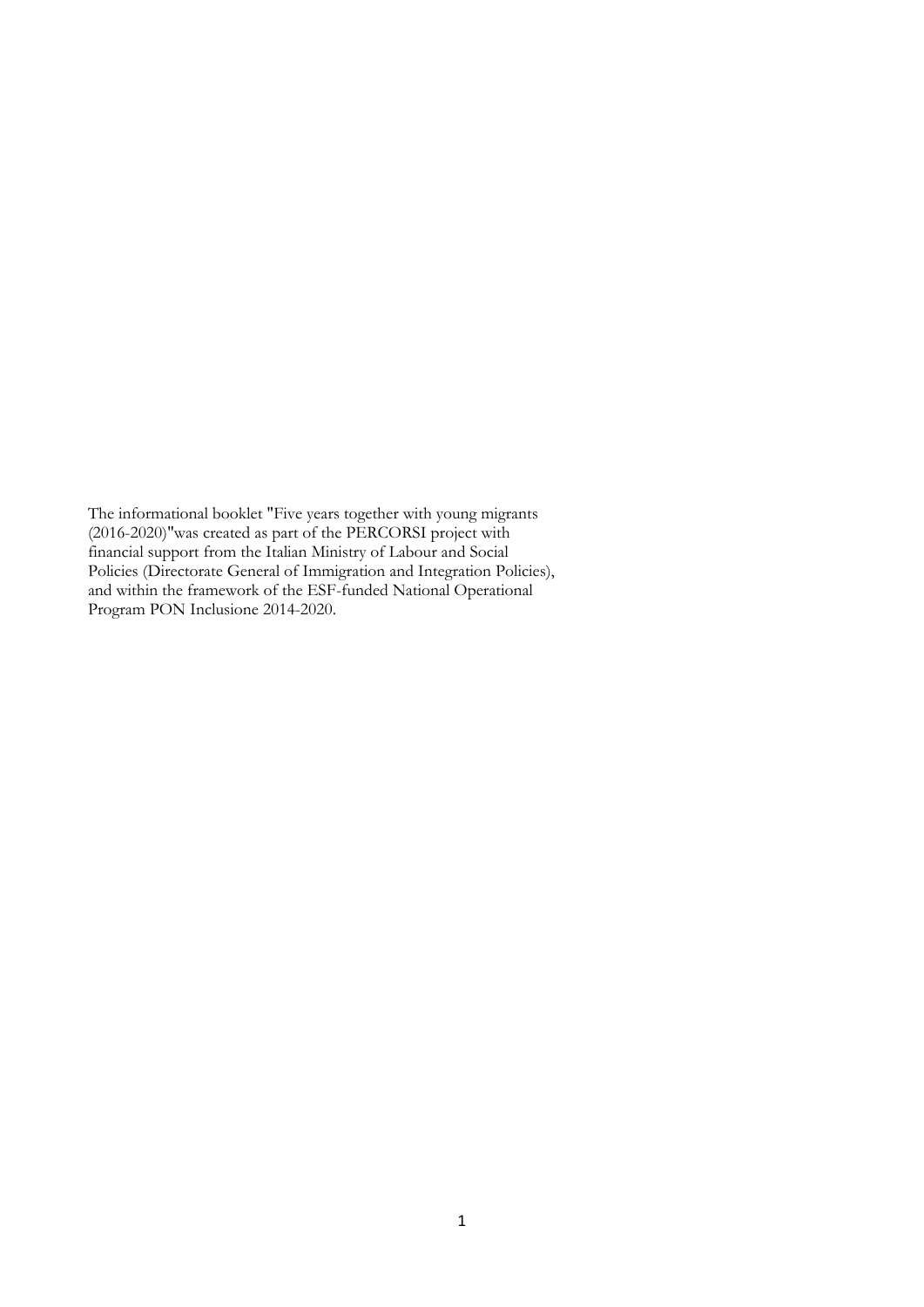The informational booklet "Five years together with young migrants (2016-2020)"was created as part of the PERCORSI project with financial support from the Italian Ministry of Labour and Social Policies (Directorate General of Immigration and Integration Policies), and within the framework of the ESF-funded National Operational Program PON Inclusione 2014-2020.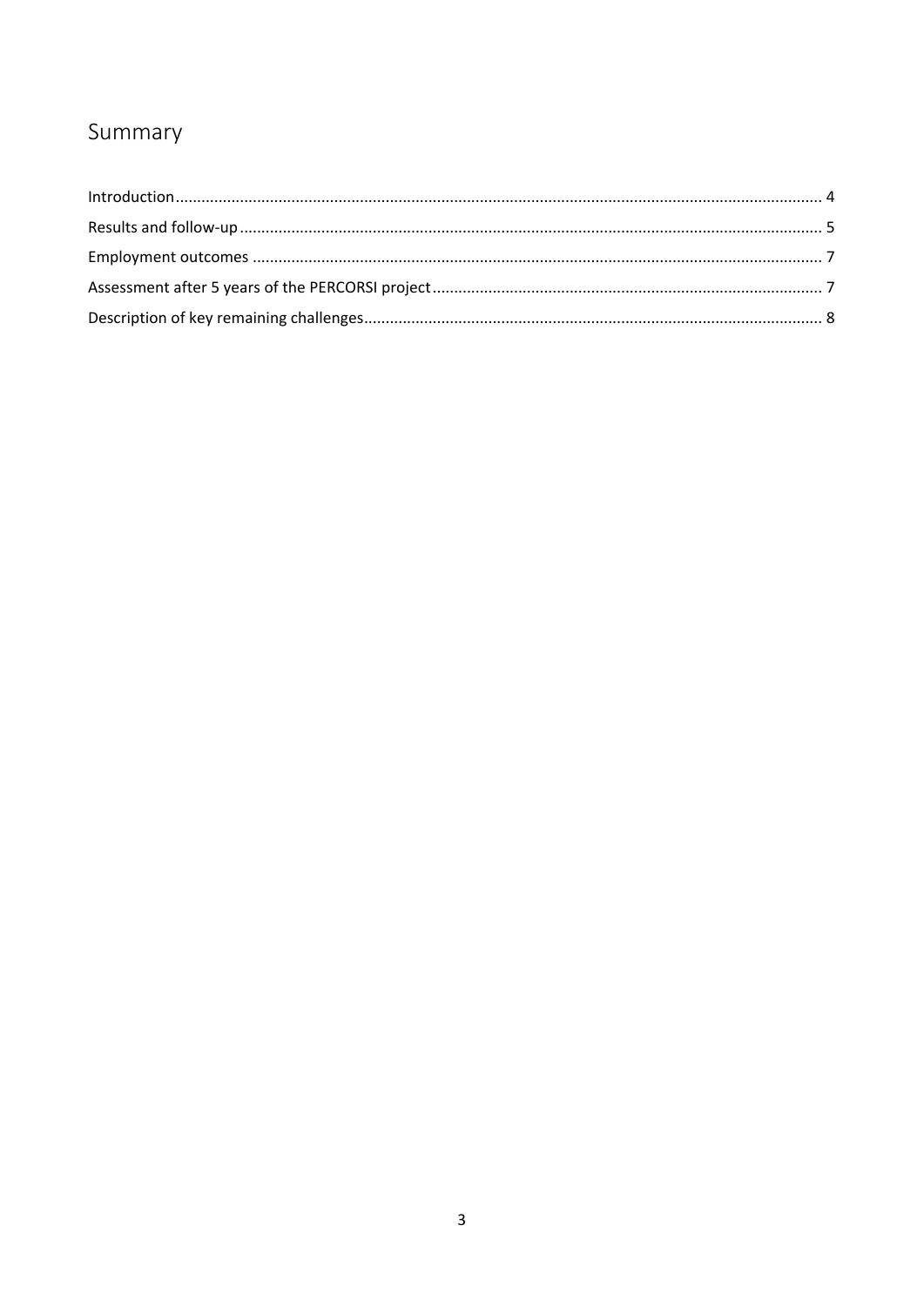# Summary

Introduction .................................................................................................................................... 4

Results and follow-up ...................................................................................................................... 5

Employment outcomes .................................................................................................................... 7

Assessment after 5 years of the PERCORSI project .......................................................................... 7

Description of key remaining challenges .......................................................................................... 8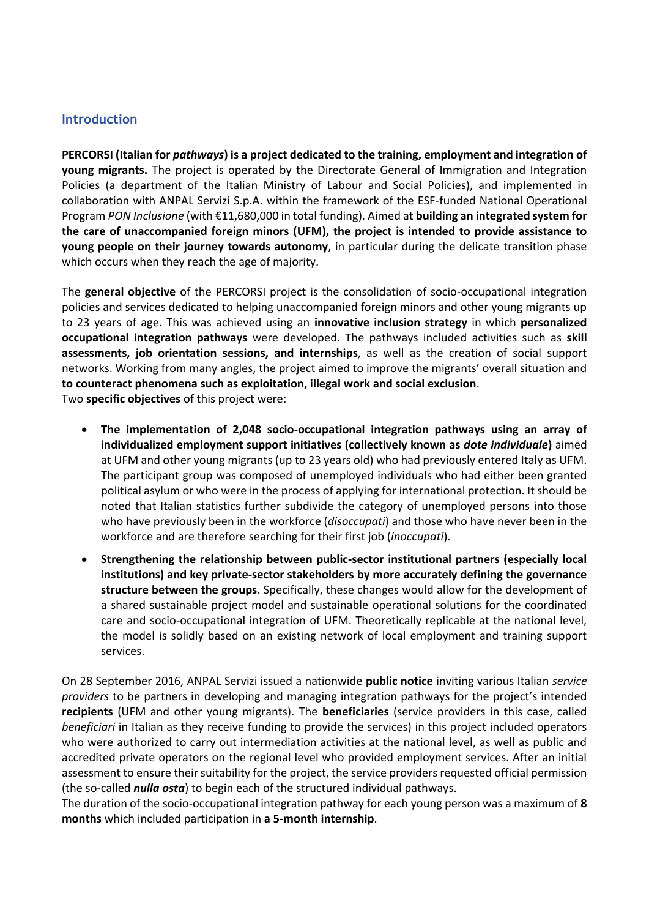## Introduction

**PERCORSI (Italian for *pathways*) is a project dedicated to the training, employment and integration of young migrants.** The project is operated by the Directorate General of Immigration and Integration Policies (a department of the Italian Ministry of Labour and Social Policies), and implemented in collaboration with ANPAL Servizi S.p.A. within the framework of the ESF-funded National Operational Program *PON Inclusione* (with €11,680,000 in total funding). Aimed at **building an integrated system for the care of unaccompanied foreign minors (UFM), the project is intended to provide assistance to young people on their journey towards autonomy**, in particular during the delicate transition phase which occurs when they reach the age of majority.

The **general objective** of the PERCORSI project is the consolidation of socio-occupational integration policies and services dedicated to helping unaccompanied foreign minors and other young migrants up to 23 years of age. This was achieved using an **innovative inclusion strategy** in which **personalized occupational integration pathways** were developed. The pathways included activities such as **skill assessments, job orientation sessions, and internships**, as well as the creation of social support networks. Working from many angles, the project aimed to improve the migrants' overall situation and **to counteract phenomena such as exploitation, illegal work and social exclusion**.
Two **specific objectives** of this project were:

- **The implementation of 2,048 socio-occupational integration pathways using an array of individualized employment support initiatives (collectively known as *dote individuale*)** aimed at UFM and other young migrants (up to 23 years old) who had previously entered Italy as UFM. The participant group was composed of unemployed individuals who had either been granted political asylum or who were in the process of applying for international protection. It should be noted that Italian statistics further subdivide the category of unemployed persons into those who have previously been in the workforce (*disoccupati*) and those who have never been in the workforce and are therefore searching for their first job (*inoccupati*).
- **Strengthening the relationship between public-sector institutional partners (especially local institutions) and key private-sector stakeholders by more accurately defining the governance structure between the groups**. Specifically, these changes would allow for the development of a shared sustainable project model and sustainable operational solutions for the coordinated care and socio-occupational integration of UFM. Theoretically replicable at the national level, the model is solidly based on an existing network of local employment and training support services.

On 28 September 2016, ANPAL Servizi issued a nationwide **public notice** inviting various Italian *service providers* to be partners in developing and managing integration pathways for the project's intended **recipients** (UFM and other young migrants). The **beneficiaries** (service providers in this case, called *beneficiari* in Italian as they receive funding to provide the services) in this project included operators who were authorized to carry out intermediation activities at the national level, as well as public and accredited private operators on the regional level who provided employment services. After an initial assessment to ensure their suitability for the project, the service providers requested official permission (the so-called ***nulla osta***) to begin each of the structured individual pathways.
The duration of the socio-occupational integration pathway for each young person was a maximum of **8 months** which included participation in **a 5-month internship**.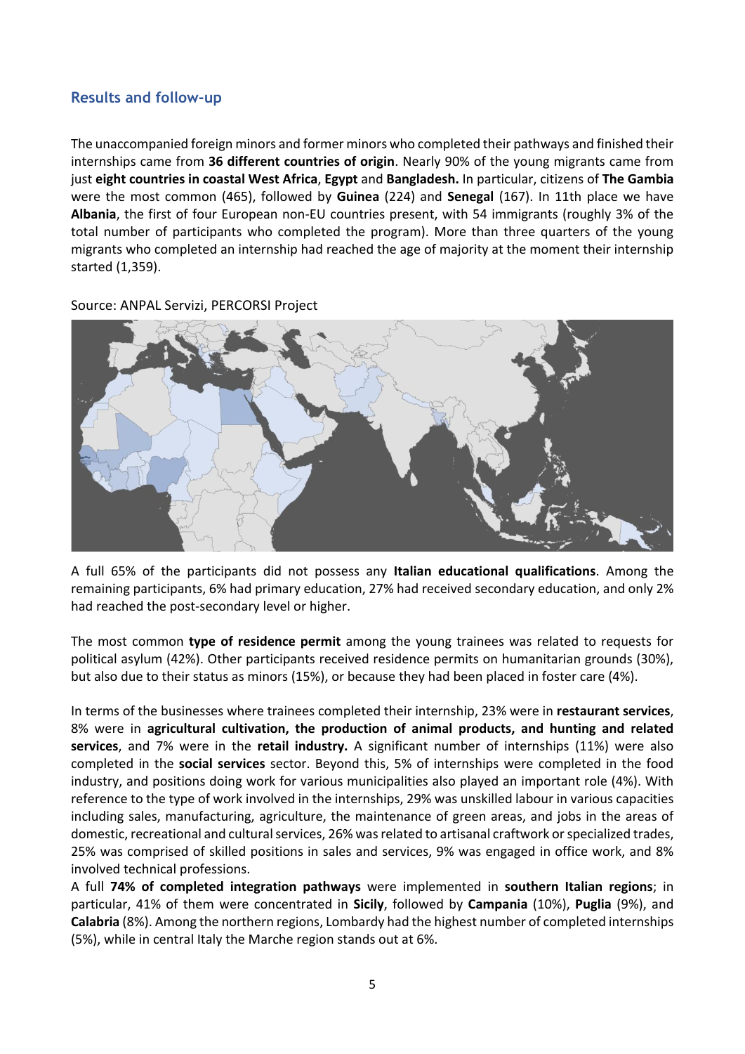## Results and follow-up

The unaccompanied foreign minors and former minors who completed their pathways and finished their internships came from **36 different countries of origin**. Nearly 90% of the young migrants came from just **eight countries in coastal West Africa**, **Egypt** and **Bangladesh.** In particular, citizens of **The Gambia** were the most common (465), followed by **Guinea** (224) and **Senegal** (167). In 11th place we have **Albania**, the first of four European non-EU countries present, with 54 immigrants (roughly 3% of the total number of participants who completed the program). More than three quarters of the young migrants who completed an internship had reached the age of majority at the moment their internship started (1,359).

Source: ANPAL Servizi, PERCORSI Project

A full 65% of the participants did not possess any **Italian educational qualifications**. Among the remaining participants, 6% had primary education, 27% had received secondary education, and only 2% had reached the post-secondary level or higher.

The most common **type of residence permit** among the young trainees was related to requests for political asylum (42%). Other participants received residence permits on humanitarian grounds (30%), but also due to their status as minors (15%), or because they had been placed in foster care (4%).

In terms of the businesses where trainees completed their internship, 23% were in **restaurant services**, 8% were in **agricultural cultivation, the production of animal products, and hunting and related services**, and 7% were in the **retail industry.** A significant number of internships (11%) were also completed in the **social services** sector. Beyond this, 5% of internships were completed in the food industry, and positions doing work for various municipalities also played an important role (4%). With reference to the type of work involved in the internships, 29% was unskilled labour in various capacities including sales, manufacturing, agriculture, the maintenance of green areas, and jobs in the areas of domestic, recreational and cultural services, 26% was related to artisanal craftwork or specialized trades, 25% was comprised of skilled positions in sales and services, 9% was engaged in office work, and 8% involved technical professions.

A full **74% of completed integration pathways** were implemented in **southern Italian regions**; in particular, 41% of them were concentrated in **Sicily**, followed by **Campania** (10%), **Puglia** (9%), and **Calabria** (8%). Among the northern regions, Lombardy had the highest number of completed internships (5%), while in central Italy the Marche region stands out at 6%.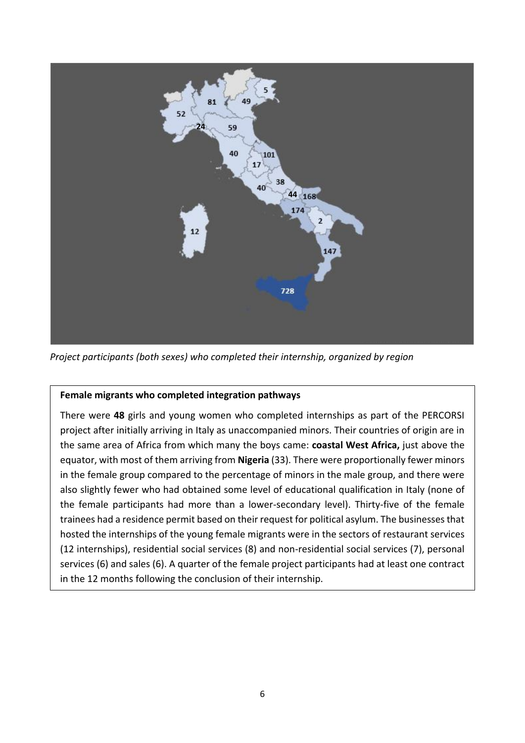*Project participants (both sexes) who completed their internship, organized by region*

**Female migrants who completed integration pathways**

There were **48** girls and young women who completed internships as part of the PERCORSI project after initially arriving in Italy as unaccompanied minors. Their countries of origin are in the same area of Africa from which many the boys came: **coastal West Africa,** just above the equator, with most of them arriving from **Nigeria** (33). There were proportionally fewer minors in the female group compared to the percentage of minors in the male group, and there were also slightly fewer who had obtained some level of educational qualification in Italy (none of the female participants had more than a lower-secondary level). Thirty-five of the female trainees had a residence permit based on their request for political asylum. The businesses that hosted the internships of the young female migrants were in the sectors of restaurant services (12 internships), residential social services (8) and non-residential social services (7), personal services (6) and sales (6). A quarter of the female project participants had at least one contract in the 12 months following the conclusion of their internship.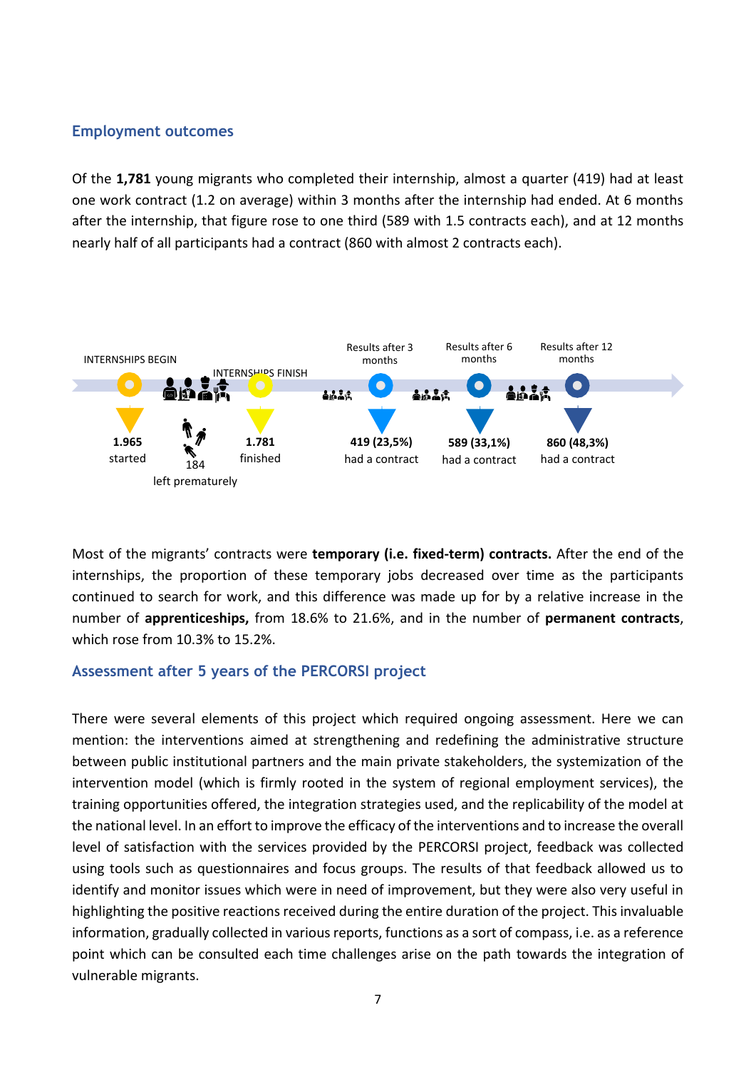## Employment outcomes

Of the **1,781** young migrants who completed their internship, almost a quarter (419) had at least one work contract (1.2 on average) within 3 months after the internship had ended. At 6 months after the internship, that figure rose to one third (589 with 1.5 contracts each), and at 12 months nearly half of all participants had a contract (860 with almost 2 contracts each).

INTERNSHIPS BEGIN

INTERNSHIPS FINISH

Results after 3 months

Results after 6 months

Results after 12 months

**1.965** started

184 left prematurely

**1.781** finished

**419 (23,5%)** had a contract

**589 (33,1%)** had a contract

**860 (48,3%)** had a contract

Most of the migrants' contracts were **temporary (i.e. fixed-term) contracts.** After the end of the internships, the proportion of these temporary jobs decreased over time as the participants continued to search for work, and this difference was made up for by a relative increase in the number of **apprenticeships,** from 18.6% to 21.6%, and in the number of **permanent contracts**, which rose from 10.3% to 15.2%.

## Assessment after 5 years of the PERCORSI project

There were several elements of this project which required ongoing assessment. Here we can mention: the interventions aimed at strengthening and redefining the administrative structure between public institutional partners and the main private stakeholders, the systemization of the intervention model (which is firmly rooted in the system of regional employment services), the training opportunities offered, the integration strategies used, and the replicability of the model at the national level. In an effort to improve the efficacy of the interventions and to increase the overall level of satisfaction with the services provided by the PERCORSI project, feedback was collected using tools such as questionnaires and focus groups. The results of that feedback allowed us to identify and monitor issues which were in need of improvement, but they were also very useful in highlighting the positive reactions received during the entire duration of the project. This invaluable information, gradually collected in various reports, functions as a sort of compass, i.e. as a reference point which can be consulted each time challenges arise on the path towards the integration of vulnerable migrants.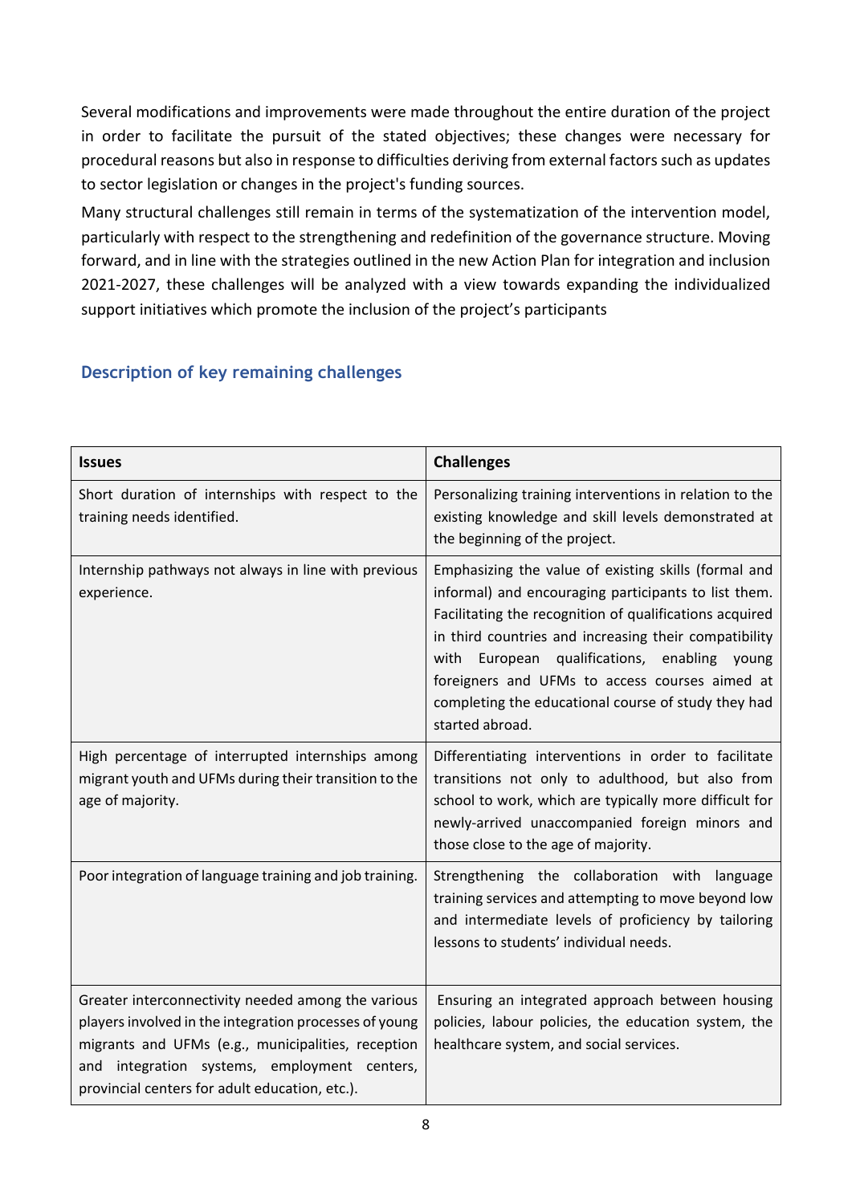Several modifications and improvements were made throughout the entire duration of the project in order to facilitate the pursuit of the stated objectives; these changes were necessary for procedural reasons but also in response to difficulties deriving from external factors such as updates to sector legislation or changes in the project's funding sources.

Many structural challenges still remain in terms of the systematization of the intervention model, particularly with respect to the strengthening and redefinition of the governance structure. Moving forward, and in line with the strategies outlined in the new Action Plan for integration and inclusion 2021-2027, these challenges will be analyzed with a view towards expanding the individualized support initiatives which promote the inclusion of the project's participants

## Description of key remaining challenges

| Issues | Challenges |
|---|---|
| Short duration of internships with respect to the training needs identified. | Personalizing training interventions in relation to the existing knowledge and skill levels demonstrated at the beginning of the project. |
| Internship pathways not always in line with previous experience. | Emphasizing the value of existing skills (formal and informal) and encouraging participants to list them. Facilitating the recognition of qualifications acquired in third countries and increasing their compatibility with European qualifications, enabling young foreigners and UFMs to access courses aimed at completing the educational course of study they had started abroad. |
| High percentage of interrupted internships among migrant youth and UFMs during their transition to the age of majority. | Differentiating interventions in order to facilitate transitions not only to adulthood, but also from school to work, which are typically more difficult for newly-arrived unaccompanied foreign minors and those close to the age of majority. |
| Poor integration of language training and job training. | Strengthening the collaboration with language training services and attempting to move beyond low and intermediate levels of proficiency by tailoring lessons to students' individual needs. |
| Greater interconnectivity needed among the various players involved in the integration processes of young migrants and UFMs (e.g., municipalities, reception and integration systems, employment centers, provincial centers for adult education, etc.). | Ensuring an integrated approach between housing policies, labour policies, the education system, the healthcare system, and social services. |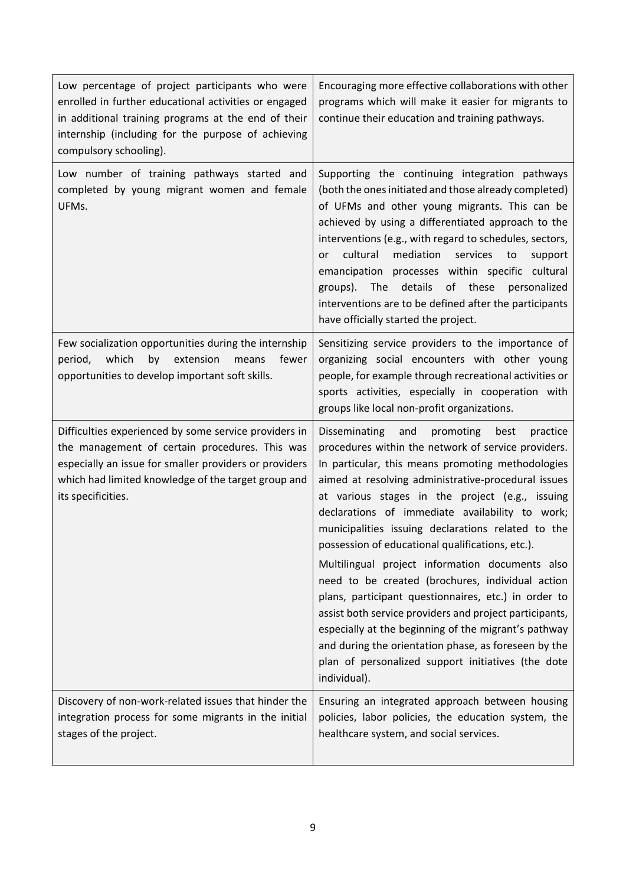| | |
|---|---|
| Low percentage of project participants who were enrolled in further educational activities or engaged in additional training programs at the end of their internship (including for the purpose of achieving compulsory schooling). | Encouraging more effective collaborations with other programs which will make it easier for migrants to continue their education and training pathways. |
| Low number of training pathways started and completed by young migrant women and female UFMs. | Supporting the continuing integration pathways (both the ones initiated and those already completed) of UFMs and other young migrants. This can be achieved by using a differentiated approach to the interventions (e.g., with regard to schedules, sectors, or cultural mediation services to support emancipation processes within specific cultural groups). The details of these personalized interventions are to be defined after the participants have officially started the project. |
| Few socialization opportunities during the internship period, which by extension means fewer opportunities to develop important soft skills. | Sensitizing service providers to the importance of organizing social encounters with other young people, for example through recreational activities or sports activities, especially in cooperation with groups like local non-profit organizations. |
| Difficulties experienced by some service providers in the management of certain procedures. This was especially an issue for smaller providers or providers which had limited knowledge of the target group and its specificities. | Disseminating and promoting best practice procedures within the network of service providers. In particular, this means promoting methodologies aimed at resolving administrative-procedural issues at various stages in the project (e.g., issuing declarations of immediate availability to work; municipalities issuing declarations related to the possession of educational qualifications, etc.).<br><br>Multilingual project information documents also need to be created (brochures, individual action plans, participant questionnaires, etc.) in order to assist both service providers and project participants, especially at the beginning of the migrant's pathway and during the orientation phase, as foreseen by the plan of personalized support initiatives (the dote individual). |
| Discovery of non-work-related issues that hinder the integration process for some migrants in the initial stages of the project. | Ensuring an integrated approach between housing policies, labor policies, the education system, the healthcare system, and social services. |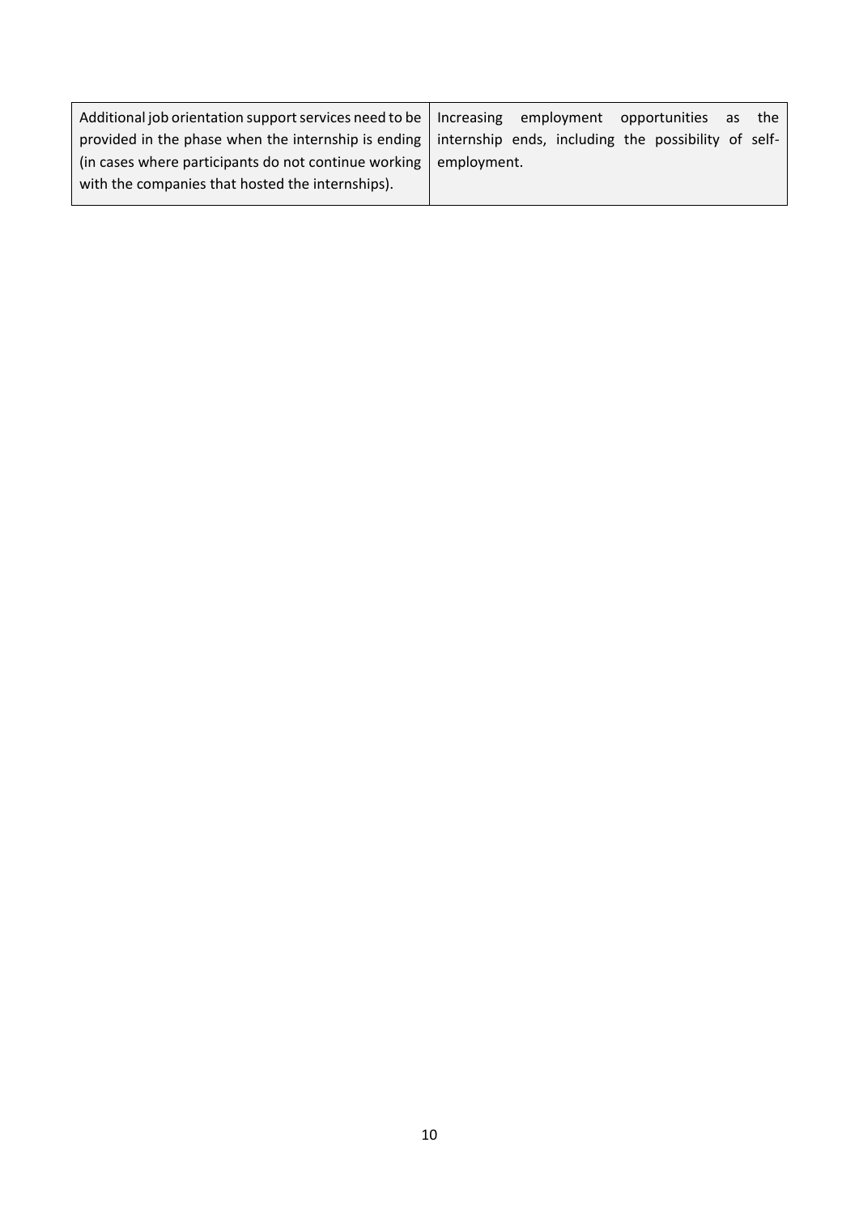| | |
|---|---|
| Additional job orientation support services need to be provided in the phase when the internship is ending (in cases where participants do not continue working with the companies that hosted the internships). | Increasing employment opportunities as the internship ends, including the possibility of self-employment. |